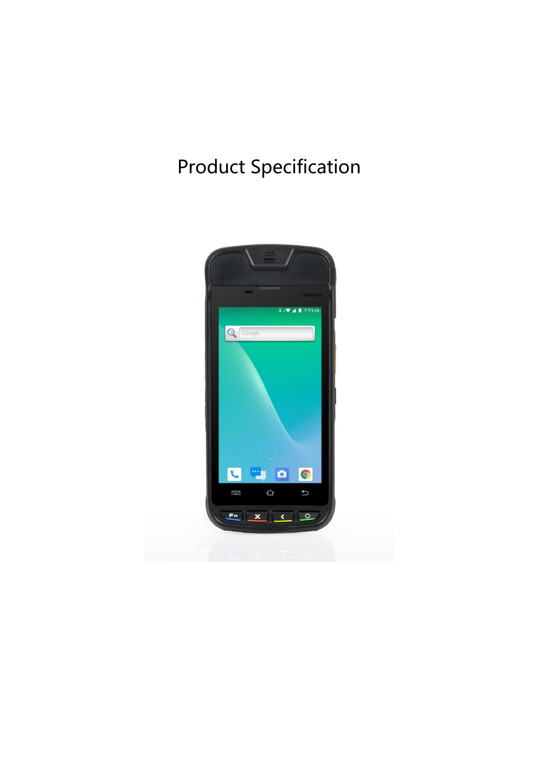# Product Specification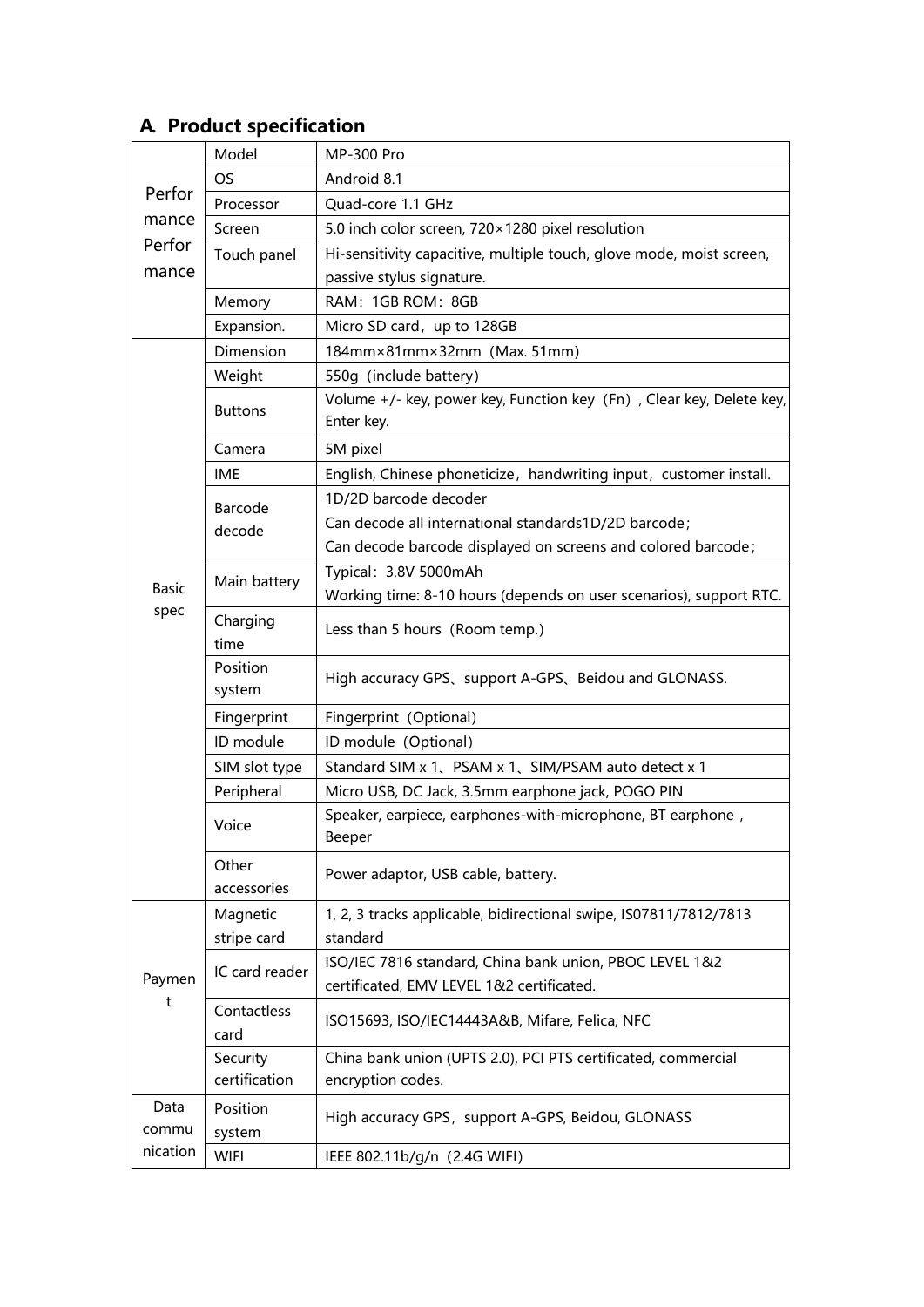## A. Product specification

| | | |
|---|---|---|
| Performance Performance | Model | MP-300 Pro |
| | OS | Android 8.1 |
| | Processor | Quad-core 1.1 GHz |
| | Screen | 5.0 inch color screen, 720×1280 pixel resolution |
| | Touch panel | Hi-sensitivity capacitive, multiple touch, glove mode, moist screen, passive stylus signature. |
| | Memory | RAM：1GB ROM：8GB |
| | Expansion. | Micro SD card，up to 128GB |
| Basic spec | Dimension | 184mm×81mm×32mm（Max. 51mm） |
| | Weight | 550g（include battery） |
| | Buttons | Volume +/- key, power key, Function key（Fn）, Clear key, Delete key, Enter key. |
| | Camera | 5M pixel |
| | IME | English, Chinese phoneticize，handwriting input，customer install. |
| | Barcode decode | 1D/2D barcode decoder<br>Can decode all international standards1D/2D barcode；<br>Can decode barcode displayed on screens and colored barcode； |
| | Main battery | Typical：3.8V 5000mAh<br>Working time: 8-10 hours (depends on user scenarios), support RTC. |
| | Charging time | Less than 5 hours（Room temp.） |
| | Position system | High accuracy GPS、support A-GPS、Beidou and GLONASS. |
| | Fingerprint | Fingerprint（Optional） |
| | ID module | ID module（Optional） |
| | SIM slot type | Standard SIM x 1、PSAM x 1、SIM/PSAM auto detect x 1 |
| | Peripheral | Micro USB, DC Jack, 3.5mm earphone jack, POGO PIN |
| | Voice | Speaker, earpiece, earphones-with-microphone, BT earphone，Beeper |
| | Other accessories | Power adaptor, USB cable, battery. |
| Payment | Magnetic stripe card | 1, 2, 3 tracks applicable, bidirectional swipe, IS07811/7812/7813 standard |
| | IC card reader | ISO/IEC 7816 standard, China bank union, PBOC LEVEL 1&2 certificated, EMV LEVEL 1&2 certificated. |
| | Contactless card | ISO15693, ISO/IEC14443A&B, Mifare, Felica, NFC |
| | Security certification | China bank union (UPTS 2.0), PCI PTS certificated, commercial encryption codes. |
| Data communication | Position system | High accuracy GPS，support A-GPS, Beidou, GLONASS |
| | WIFI | IEEE 802.11b/g/n（2.4G WIFI） |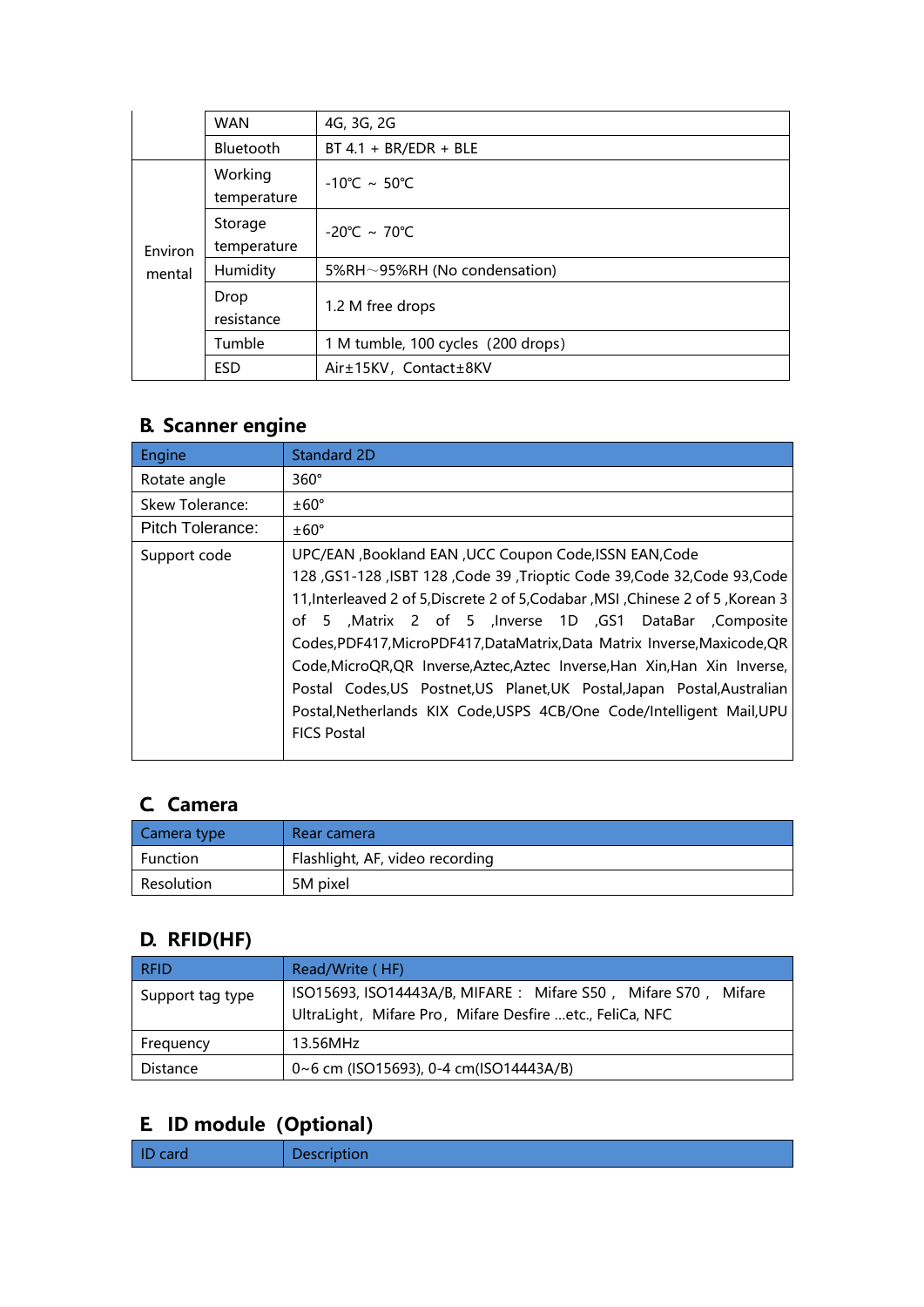| | | |
|---|---|---|
| | WAN | 4G, 3G, 2G |
| | Bluetooth | BT 4.1 + BR/EDR + BLE |
| Environmental | Working temperature | -10℃ ~ 50℃ |
| | Storage temperature | -20℃ ~ 70℃ |
| | Humidity | 5%RH～95%RH (No condensation) |
| | Drop resistance | 1.2 M free drops |
| | Tumble | 1 M tumble, 100 cycles（200 drops) |
| | ESD | Air±15KV，Contact±8KV |

## B. Scanner engine

| Engine | Standard 2D |
|---|---|
| Rotate angle | 360° |
| Skew Tolerance: | ±60° |
| Pitch Tolerance: | ±60° |
| Support code | UPC/EAN ,Bookland EAN ,UCC Coupon Code,ISSN EAN,Code 128 ,GS1-128 ,ISBT 128 ,Code 39 ,Trioptic Code 39,Code 32,Code 93,Code 11,Interleaved 2 of 5,Discrete 2 of 5,Codabar ,MSI ,Chinese 2 of 5 ,Korean 3 of 5 ,Matrix 2 of 5 ,Inverse 1D ,GS1 DataBar ,Composite Codes,PDF417,MicroPDF417,DataMatrix,Data Matrix Inverse,Maxicode,QR Code,MicroQR,QR Inverse,Aztec,Aztec Inverse,Han Xin,Han Xin Inverse, Postal Codes,US Postnet,US Planet,UK Postal,Japan Postal,Australian Postal,Netherlands KIX Code,USPS 4CB/One Code/Intelligent Mail,UPU FICS Postal |

## C. Camera

| Camera type | Rear camera |
|---|---|
| Function | Flashlight, AF, video recording |
| Resolution | 5M pixel |

## D. RFID(HF)

| RFID | Read/Write ( HF) |
|---|---|
| Support tag type | ISO15693, ISO14443A/B, MIFARE： Mifare S50， Mifare S70， Mifare UltraLight，Mifare Pro，Mifare Desfire …etc., FeliCa, NFC |
| Frequency | 13.56MHz |
| Distance | 0~6 cm (ISO15693), 0-4 cm(ISO14443A/B) |

## E. ID module（Optional)

| ID card | Description |
|---|---|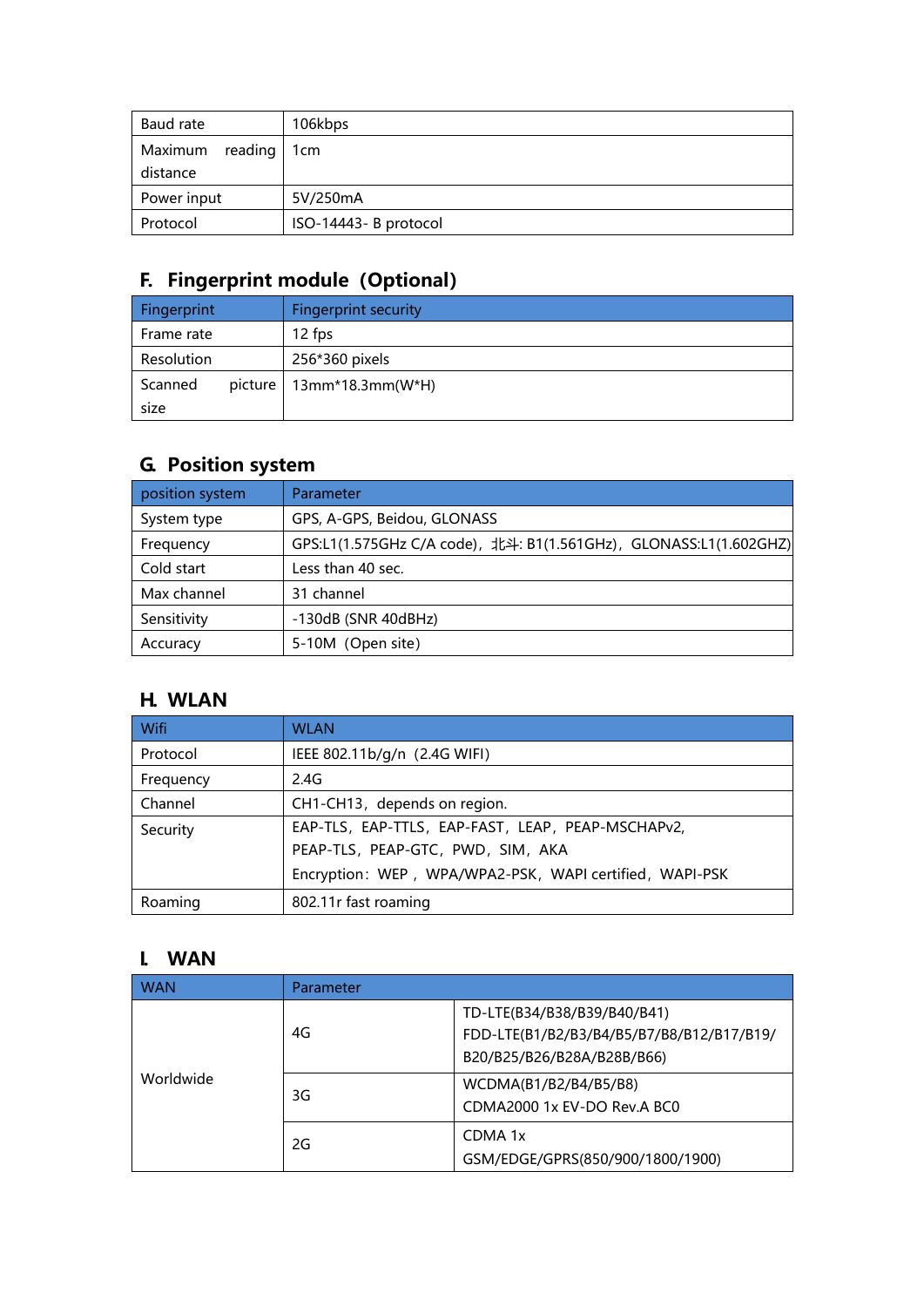| Baud rate | 106kbps |
|---|---|
| Maximum reading distance | 1cm |
| Power input | 5V/250mA |
| Protocol | ISO-14443- B protocol |

## F. Fingerprint module（Optional）

| Fingerprint | Fingerprint security |
|---|---|
| Frame rate | 12 fps |
| Resolution | 256*360 pixels |
| Scanned picture size | 13mm*18.3mm(W*H) |

## G. Position system

| position system | Parameter |
|---|---|
| System type | GPS, A-GPS, Beidou, GLONASS |
| Frequency | GPS:L1(1.575GHz C/A code)，北斗: B1(1.561GHz)，GLONASS:L1(1.602GHZ) |
| Cold start | Less than 40 sec. |
| Max channel | 31 channel |
| Sensitivity | -130dB (SNR 40dBHz) |
| Accuracy | 5-10M（Open site） |

## H. WLAN

| Wifi | WLAN |
|---|---|
| Protocol | IEEE 802.11b/g/n（2.4G WIFI） |
| Frequency | 2.4G |
| Channel | CH1-CH13，depends on region. |
| Security | EAP-TLS，EAP-TTLS，EAP-FAST，LEAP，PEAP-MSCHAPv2, PEAP-TLS，PEAP-GTC，PWD，SIM，AKA<br>Encryption：WEP，WPA/WPA2-PSK，WAPI certified，WAPI-PSK |
| Roaming | 802.11r fast roaming |

## I. WAN

| WAN | Parameter | |
|---|---|---|
| Worldwide | 4G | TD-LTE(B34/B38/B39/B40/B41)<br>FDD-LTE(B1/B2/B3/B4/B5/B7/B8/B12/B17/B19/B20/B25/B26/B28A/B28B/B66) |
| | 3G | WCDMA(B1/B2/B4/B5/B8)<br>CDMA2000 1x EV-DO Rev.A BC0 |
| | 2G | CDMA 1x<br>GSM/EDGE/GPRS(850/900/1800/1900) |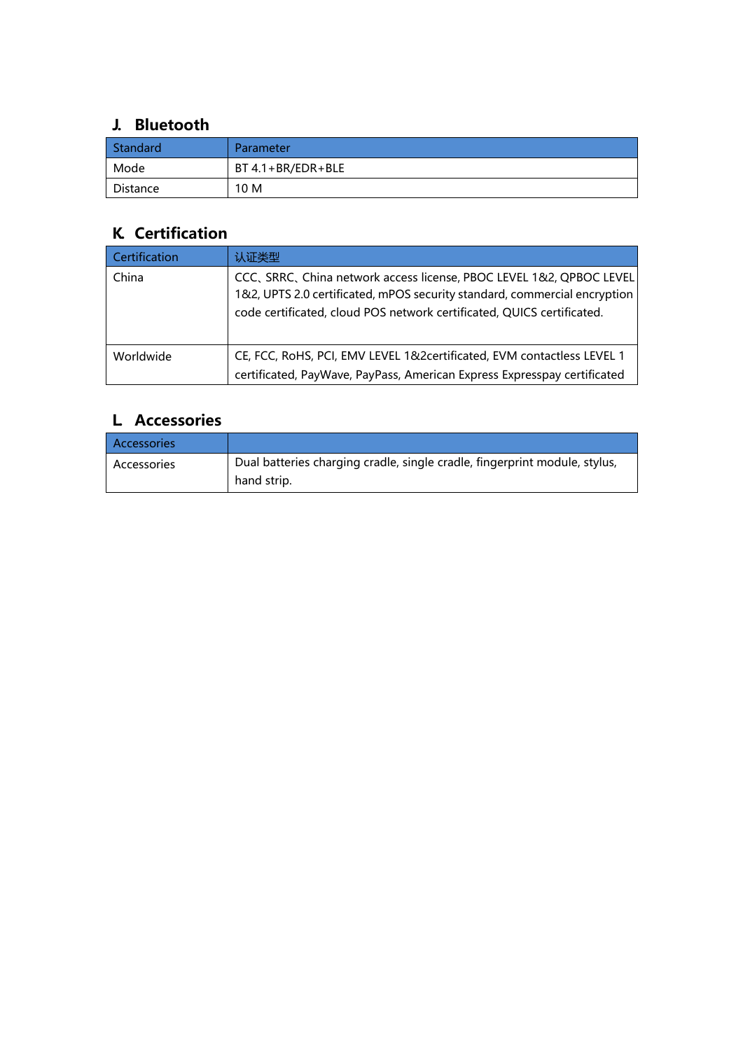## J. Bluetooth

| Standard | Parameter |
|---|---|
| Mode | BT 4.1+BR/EDR+BLE |
| Distance | 10 M |

## K. Certification

| Certification | 认证类型 |
|---|---|
| China | CCC、SRRC、China network access license, PBOC LEVEL 1&2, QPBOC LEVEL 1&2, UPTS 2.0 certificated, mPOS security standard, commercial encryption code certificated, cloud POS network certificated, QUICS certificated. |
| Worldwide | CE, FCC, RoHS, PCI, EMV LEVEL 1&2certificated, EVM contactless LEVEL 1 certificated, PayWave, PayPass, American Express Expresspay certificated |

## L. Accessories

| Accessories | |
|---|---|
| Accessories | Dual batteries charging cradle, single cradle, fingerprint module, stylus, hand strip. |